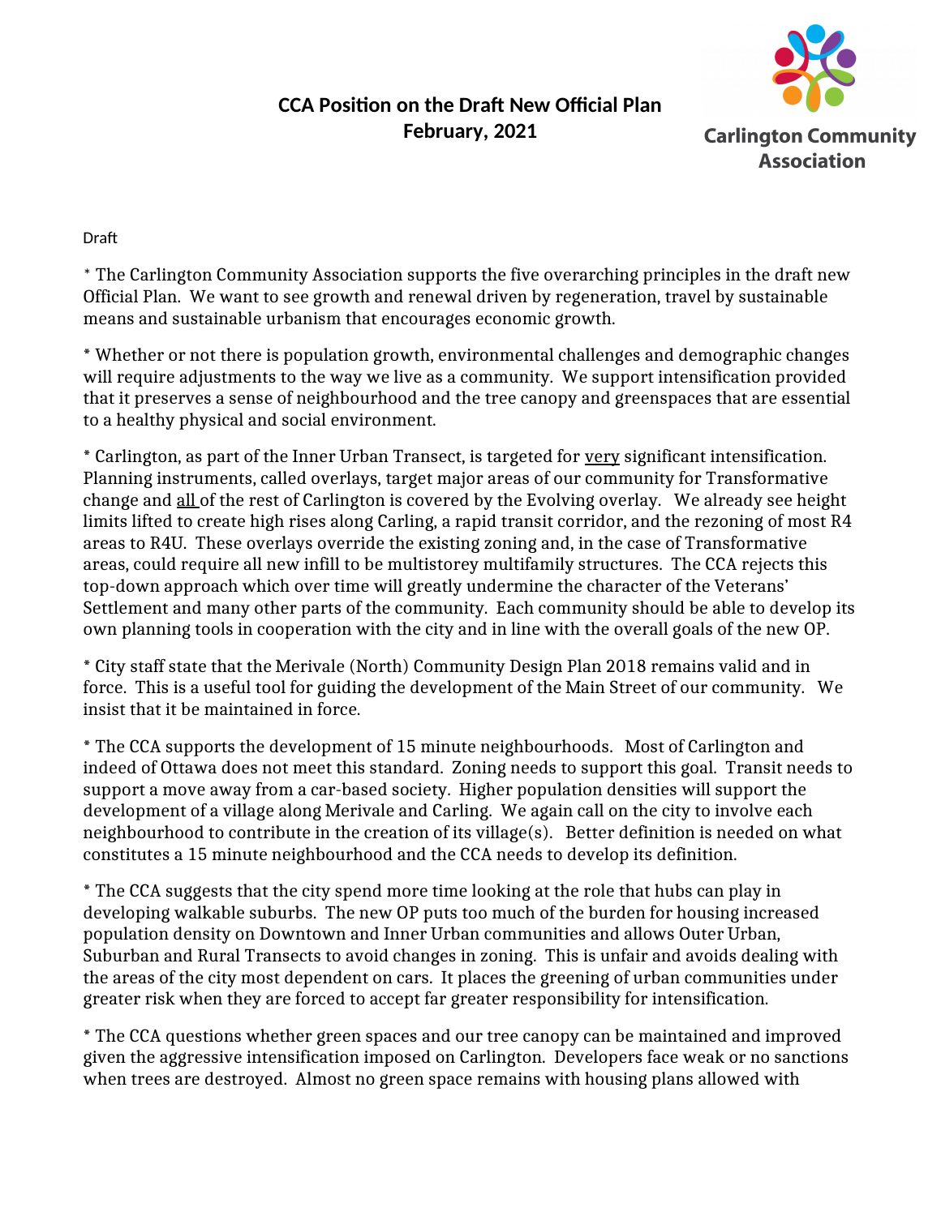# CCA Position on the Draft New Official Plan
## February, 2021

Carlington Community Association

Draft

* The Carlington Community Association supports the five overarching principles in the draft new Official Plan. We want to see growth and renewal driven by regeneration, travel by sustainable means and sustainable urbanism that encourages economic growth.

* Whether or not there is population growth, environmental challenges and demographic changes will require adjustments to the way we live as a community. We support intensification provided that it preserves a sense of neighbourhood and the tree canopy and greenspaces that are essential to a healthy physical and social environment.

* Carlington, as part of the Inner Urban Transect, is targeted for <u>very</u> significant intensification. Planning instruments, called overlays, target major areas of our community for Transformative change and <u>all</u> of the rest of Carlington is covered by the Evolving overlay. We already see height limits lifted to create high rises along Carling, a rapid transit corridor, and the rezoning of most R4 areas to R4U. These overlays override the existing zoning and, in the case of Transformative areas, could require all new infill to be multistorey multifamily structures. The CCA rejects this top-down approach which over time will greatly undermine the character of the Veterans' Settlement and many other parts of the community. Each community should be able to develop its own planning tools in cooperation with the city and in line with the overall goals of the new OP.

* City staff state that the Merivale (North) Community Design Plan 2018 remains valid and in force. This is a useful tool for guiding the development of the Main Street of our community. We insist that it be maintained in force.

* The CCA supports the development of 15 minute neighbourhoods. Most of Carlington and indeed of Ottawa does not meet this standard. Zoning needs to support this goal. Transit needs to support a move away from a car-based society. Higher population densities will support the development of a village along Merivale and Carling. We again call on the city to involve each neighbourhood to contribute in the creation of its village(s). Better definition is needed on what constitutes a 15 minute neighbourhood and the CCA needs to develop its definition.

* The CCA suggests that the city spend more time looking at the role that hubs can play in developing walkable suburbs. The new OP puts too much of the burden for housing increased population density on Downtown and Inner Urban communities and allows Outer Urban, Suburban and Rural Transects to avoid changes in zoning. This is unfair and avoids dealing with the areas of the city most dependent on cars. It places the greening of urban communities under greater risk when they are forced to accept far greater responsibility for intensification.

* The CCA questions whether green spaces and our tree canopy can be maintained and improved given the aggressive intensification imposed on Carlington. Developers face weak or no sanctions when trees are destroyed. Almost no green space remains with housing plans allowed with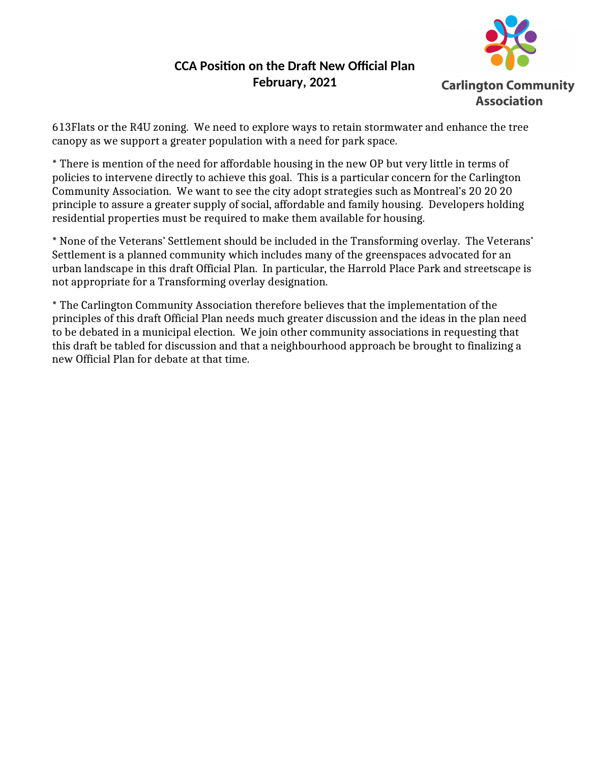613Flats or the R4U zoning.  We need to explore ways to retain stormwater and enhance the tree canopy as we support a greater population with a need for park space.

* There is mention of the need for affordable housing in the new OP but very little in terms of policies to intervene directly to achieve this goal.  This is a particular concern for the Carlington Community Association.  We want to see the city adopt strategies such as Montreal's 20 20 20 principle to assure a greater supply of social, affordable and family housing.  Developers holding residential properties must be required to make them available for housing.

* None of the Veterans' Settlement should be included in the Transforming overlay.  The Veterans' Settlement is a planned community which includes many of the greenspaces advocated for an urban landscape in this draft Official Plan.  In particular, the Harrold Place Park and streetscape is not appropriate for a Transforming overlay designation.

* The Carlington Community Association therefore believes that the implementation of the principles of this draft Official Plan needs much greater discussion and the ideas in the plan need to be debated in a municipal election.  We join other community associations in requesting that this draft be tabled for discussion and that a neighbourhood approach be brought to finalizing a new Official Plan for debate at that time.